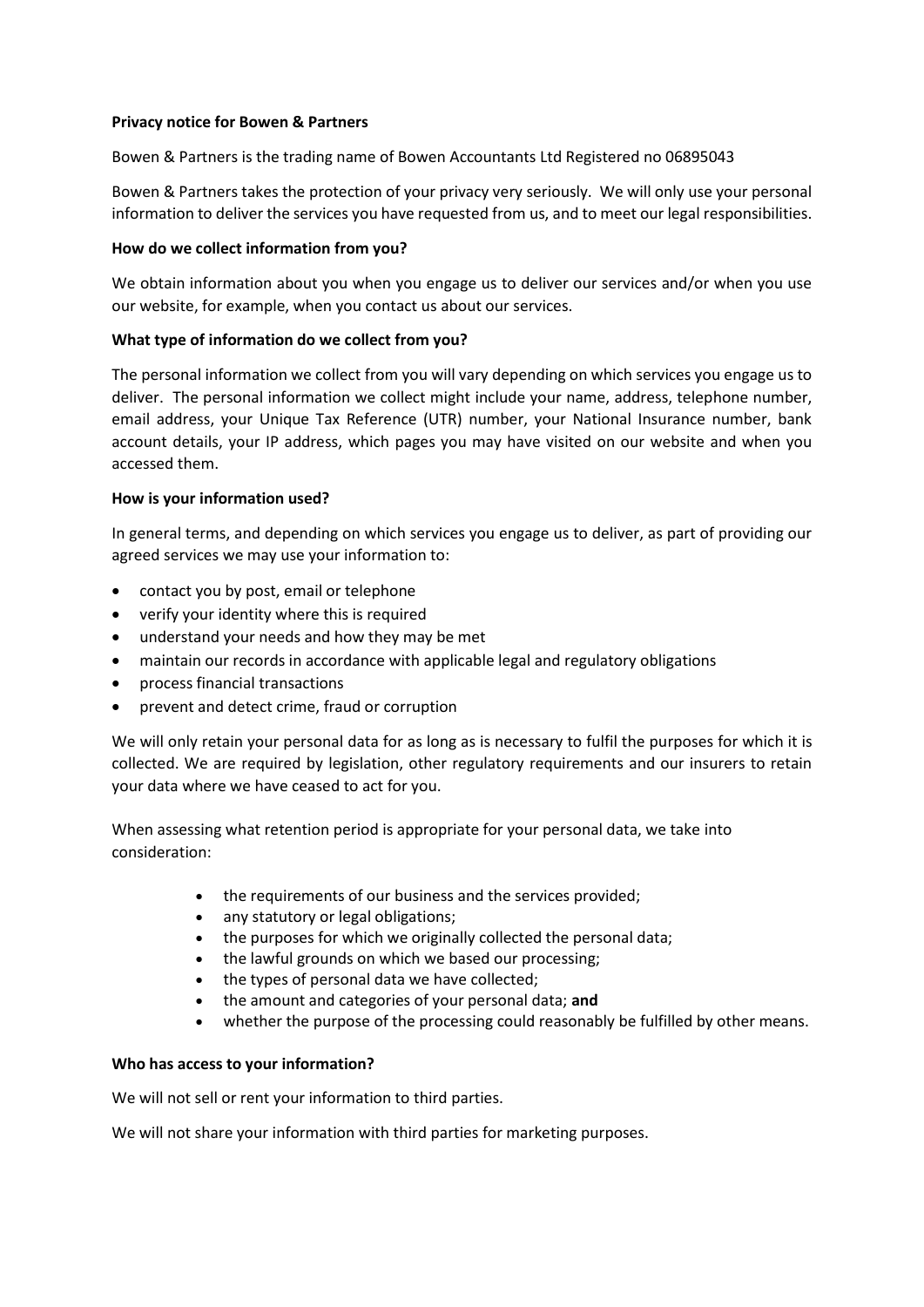**Privacy notice for Bowen & Partners**

Bowen & Partners is the trading name of Bowen Accountants Ltd Registered no 06895043

Bowen & Partners takes the protection of your privacy very seriously. We will only use your personal information to deliver the services you have requested from us, and to meet our legal responsibilities.

**How do we collect information from you?**

We obtain information about you when you engage us to deliver our services and/or when you use our website, for example, when you contact us about our services.

**What type of information do we collect from you?**

The personal information we collect from you will vary depending on which services you engage us to deliver. The personal information we collect might include your name, address, telephone number, email address, your Unique Tax Reference (UTR) number, your National Insurance number, bank account details, your IP address, which pages you may have visited on our website and when you accessed them.

**How is your information used?**

In general terms, and depending on which services you engage us to deliver, as part of providing our agreed services we may use your information to:

- contact you by post, email or telephone
- verify your identity where this is required
- understand your needs and how they may be met
- maintain our records in accordance with applicable legal and regulatory obligations
- process financial transactions
- prevent and detect crime, fraud or corruption

We will only retain your personal data for as long as is necessary to fulfil the purposes for which it is collected. We are required by legislation, other regulatory requirements and our insurers to retain your data where we have ceased to act for you.

When assessing what retention period is appropriate for your personal data, we take into consideration:

- the requirements of our business and the services provided;
- any statutory or legal obligations;
- the purposes for which we originally collected the personal data;
- the lawful grounds on which we based our processing;
- the types of personal data we have collected;
- the amount and categories of your personal data; **and**
- whether the purpose of the processing could reasonably be fulfilled by other means.

**Who has access to your information?**

We will not sell or rent your information to third parties.

We will not share your information with third parties for marketing purposes.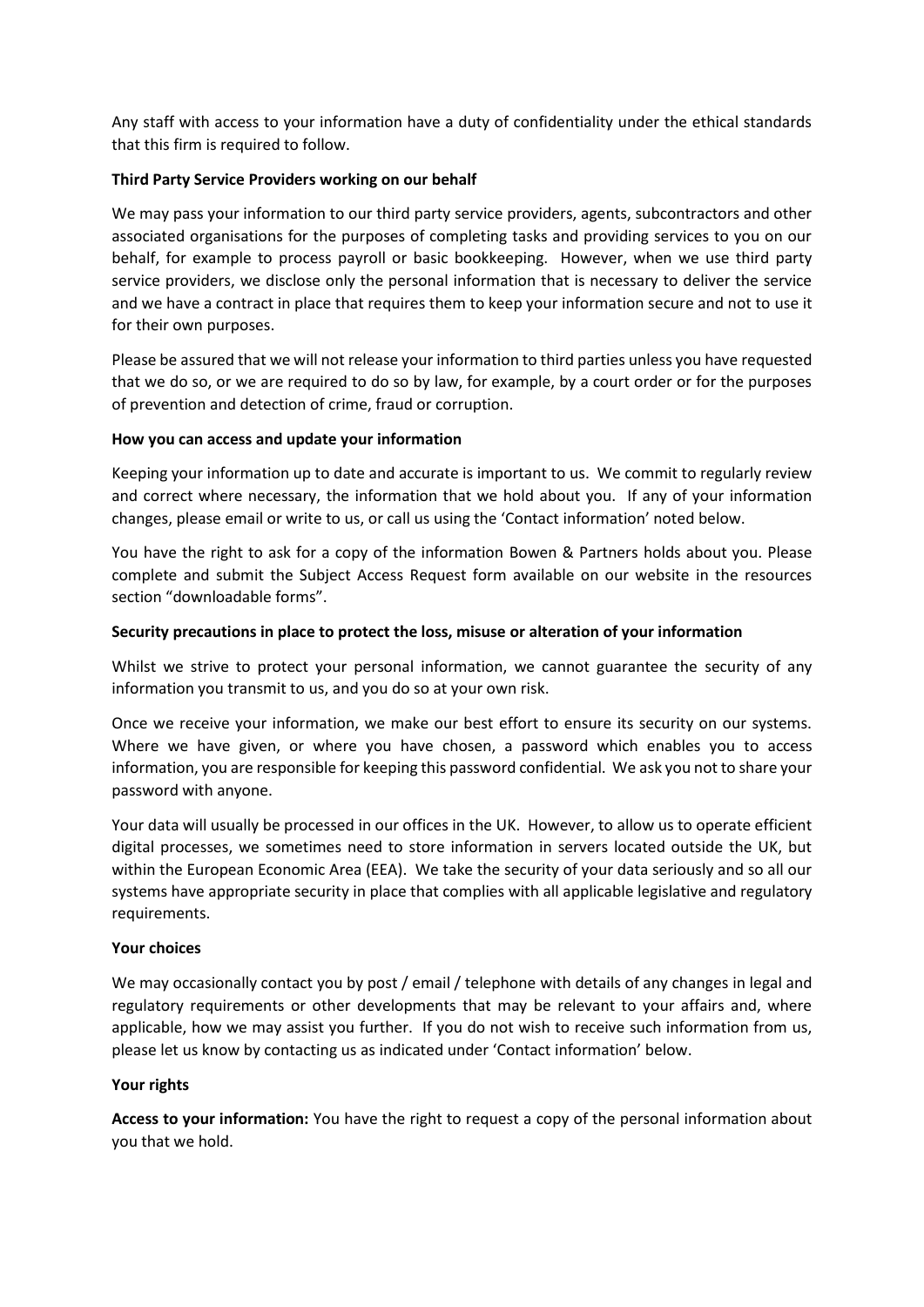Any staff with access to your information have a duty of confidentiality under the ethical standards that this firm is required to follow.

**Third Party Service Providers working on our behalf**

We may pass your information to our third party service providers, agents, subcontractors and other associated organisations for the purposes of completing tasks and providing services to you on our behalf, for example to process payroll or basic bookkeeping. However, when we use third party service providers, we disclose only the personal information that is necessary to deliver the service and we have a contract in place that requires them to keep your information secure and not to use it for their own purposes.

Please be assured that we will not release your information to third parties unless you have requested that we do so, or we are required to do so by law, for example, by a court order or for the purposes of prevention and detection of crime, fraud or corruption.

**How you can access and update your information**

Keeping your information up to date and accurate is important to us. We commit to regularly review and correct where necessary, the information that we hold about you. If any of your information changes, please email or write to us, or call us using the 'Contact information' noted below.

You have the right to ask for a copy of the information Bowen & Partners holds about you. Please complete and submit the Subject Access Request form available on our website in the resources section "downloadable forms".

**Security precautions in place to protect the loss, misuse or alteration of your information**

Whilst we strive to protect your personal information, we cannot guarantee the security of any information you transmit to us, and you do so at your own risk.

Once we receive your information, we make our best effort to ensure its security on our systems. Where we have given, or where you have chosen, a password which enables you to access information, you are responsible for keeping this password confidential. We ask you not to share your password with anyone.

Your data will usually be processed in our offices in the UK. However, to allow us to operate efficient digital processes, we sometimes need to store information in servers located outside the UK, but within the European Economic Area (EEA). We take the security of your data seriously and so all our systems have appropriate security in place that complies with all applicable legislative and regulatory requirements.

**Your choices**

We may occasionally contact you by post / email / telephone with details of any changes in legal and regulatory requirements or other developments that may be relevant to your affairs and, where applicable, how we may assist you further. If you do not wish to receive such information from us, please let us know by contacting us as indicated under 'Contact information' below.

**Your rights**

**Access to your information:** You have the right to request a copy of the personal information about you that we hold.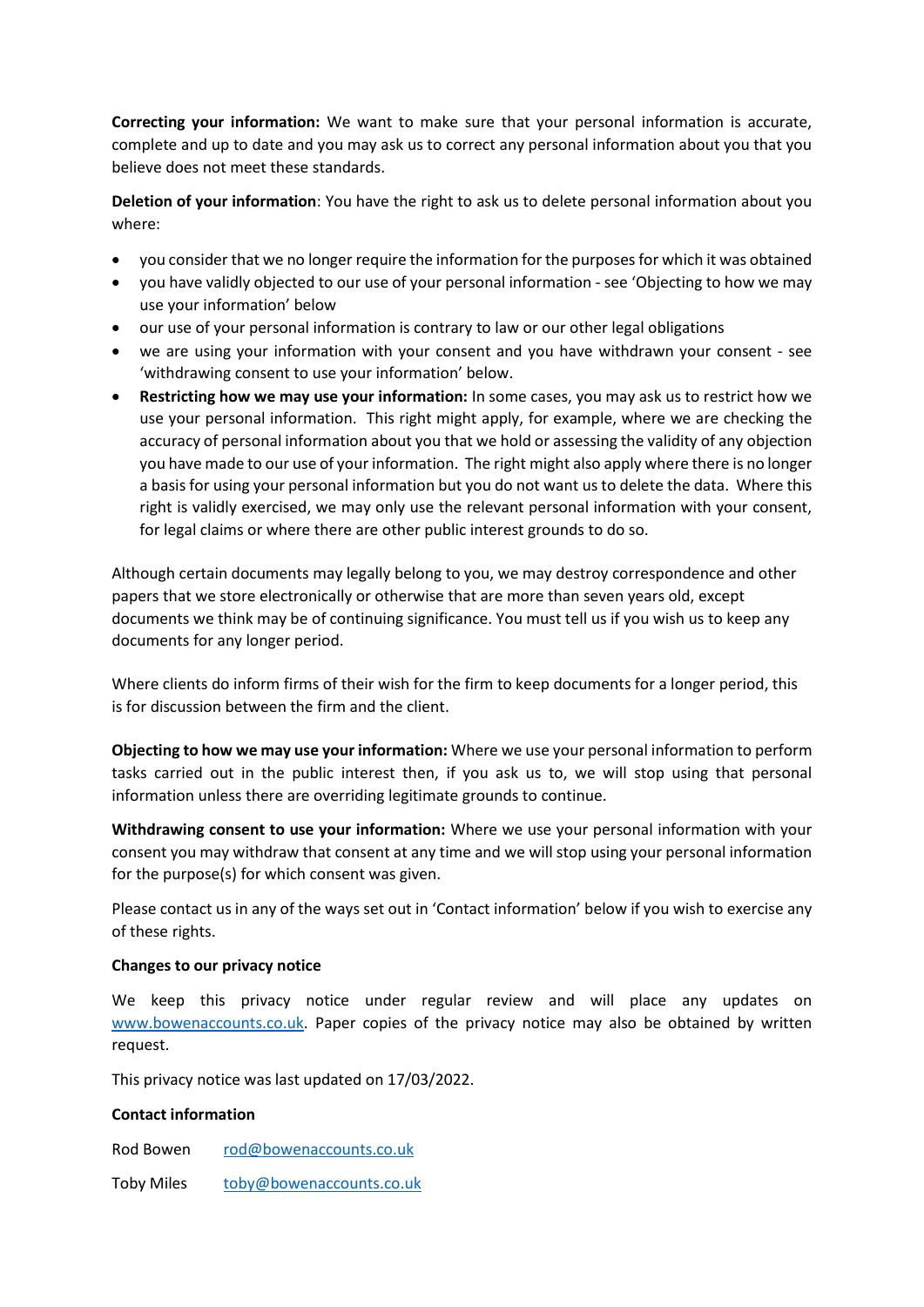**Correcting your information:** We want to make sure that your personal information is accurate, complete and up to date and you may ask us to correct any personal information about you that you believe does not meet these standards.

**Deletion of your information**: You have the right to ask us to delete personal information about you where:

- you consider that we no longer require the information for the purposes for which it was obtained
- you have validly objected to our use of your personal information - see 'Objecting to how we may use your information' below
- our use of your personal information is contrary to law or our other legal obligations
- we are using your information with your consent and you have withdrawn your consent - see 'withdrawing consent to use your information' below.
- **Restricting how we may use your information:** In some cases, you may ask us to restrict how we use your personal information. This right might apply, for example, where we are checking the accuracy of personal information about you that we hold or assessing the validity of any objection you have made to our use of your information. The right might also apply where there is no longer a basis for using your personal information but you do not want us to delete the data. Where this right is validly exercised, we may only use the relevant personal information with your consent, for legal claims or where there are other public interest grounds to do so.

Although certain documents may legally belong to you, we may destroy correspondence and other papers that we store electronically or otherwise that are more than seven years old, except documents we think may be of continuing significance. You must tell us if you wish us to keep any documents for any longer period.

Where clients do inform firms of their wish for the firm to keep documents for a longer period, this is for discussion between the firm and the client.

**Objecting to how we may use your information:** Where we use your personal information to perform tasks carried out in the public interest then, if you ask us to, we will stop using that personal information unless there are overriding legitimate grounds to continue.

**Withdrawing consent to use your information:** Where we use your personal information with your consent you may withdraw that consent at any time and we will stop using your personal information for the purpose(s) for which consent was given.

Please contact us in any of the ways set out in 'Contact information' below if you wish to exercise any of these rights.

**Changes to our privacy notice**

We keep this privacy notice under regular review and will place any updates on www.bowenaccounts.co.uk. Paper copies of the privacy notice may also be obtained by written request.

This privacy notice was last updated on 17/03/2022.

**Contact information**

| | |
|---|---|
| Rod Bowen | rod@bowenaccounts.co.uk |
| Toby Miles | toby@bowenaccounts.co.uk |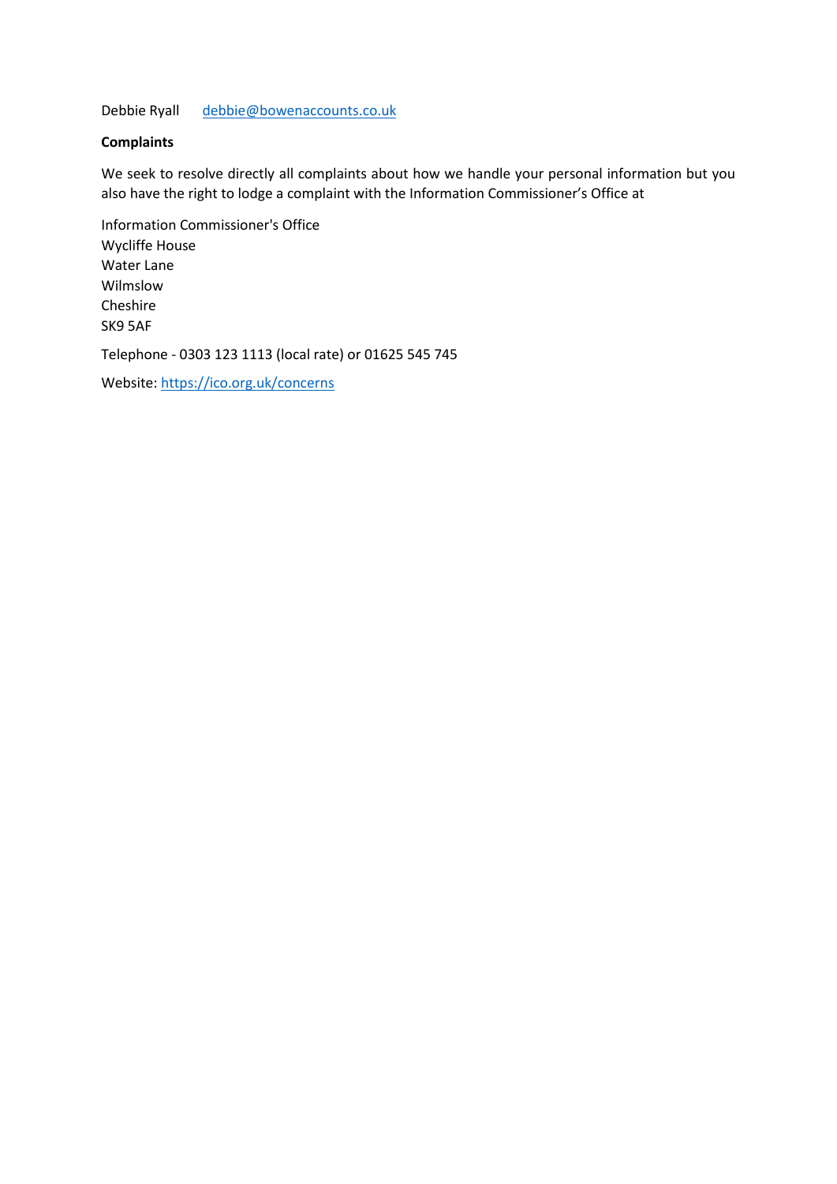Debbie Ryall debbie@bowenaccounts.co.uk

**Complaints**

We seek to resolve directly all complaints about how we handle your personal information but you also have the right to lodge a complaint with the Information Commissioner's Office at

Information Commissioner's Office
Wycliffe House
Water Lane
Wilmslow
Cheshire
SK9 5AF

Telephone - 0303 123 1113 (local rate) or 01625 545 745

Website: https://ico.org.uk/concerns